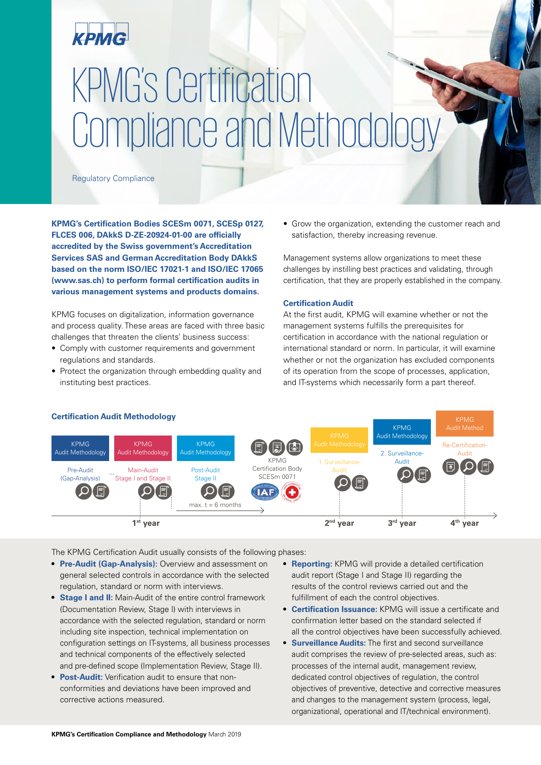KPMG

# KPMG's Certification Compliance and Methodology

Regulatory Compliance

**KPMG's Certification Bodies SCESm 0071, SCESp 0127, FLCES 006, DAkkS D-ZE-20924-01-00 are officially accredited by the Swiss government's Accreditation Services SAS and German Accreditation Body DAkkS based on the norm ISO/IEC 17021-1 and ISO/IEC 17065 (www.sas.ch) to perform formal certification audits in various management systems and products domains.**

KPMG focuses on digitalization, information governance and process quality. These areas are faced with three basic challenges that threaten the clients' business success:

- Comply with customer requirements and government regulations and standards.
- Protect the organization through embedding quality and instituting best practices.
- Grow the organization, extending the customer reach and satisfaction, thereby increasing revenue.

Management systems allow organizations to meet these challenges by instilling best practices and validating, through certification, that they are properly established in the company.

### Certification Audit

At the first audit, KPMG will examine whether or not the management systems fulfills the prerequisites for certification in accordance with the national regulation or international standard or norm. In particular, it will examine whether or not the organization has excluded components of its operation from the scope of processes, application, and IT-systems which necessarily form a part thereof.

### Certification Audit Methodology

| KPMG Audit Methodology | KPMG Audit Methodology | KPMG Audit Methodology | | KPMG Audit Methodology | KPMG Audit Methodology | KPMG Audit Method |
|---|---|---|---|---|---|---|
| Pre-Audit (Gap-Analysis) | Main-Audit Stage I and Stage II | Post-Audit Stage II | KPMG Certification Body SCESm 0071 | 1. Surveillance-Audit | 2. Surveillance-Audit | Re-Certification-Audit |
| | 1st year | max. t = 6 months | | 2nd year | 3rd year | 4th year |

The KPMG Certification Audit usually consists of the following phases:

- **Pre-Audit (Gap-Analysis):** Overview and assessment on general selected controls in accordance with the selected regulation, standard or norm with interviews.
- **Stage I and II:** Main-Audit of the entire control framework (Documentation Review, Stage I) with interviews in accordance with the selected regulation, standard or norm including site inspection, technical implementation on configuration settings on IT-systems, all business processes and technical components of the effectively selected and pre-defined scope (Implementation Review, Stage II).
- **Post-Audit:** Verification audit to ensure that non-conformities and deviations have been improved and corrective actions measured.
- **Reporting:** KPMG will provide a detailed certification audit report (Stage I and Stage II) regarding the results of the control reviews carried out and the fulfillment of each the control objectives.
- **Certification Issuance:** KPMG will issue a certificate and confirmation letter based on the standard selected if all the control objectives have been successfully achieved.
- **Surveillance Audits:** The first and second surveillance audit comprises the review of pre-selected areas, such as: processes of the internal audit, management review, dedicated control objectives of regulation, the control objectives of preventive, detective and corrective measures and changes to the management system (process, legal, organizational, operational and IT/technical environment).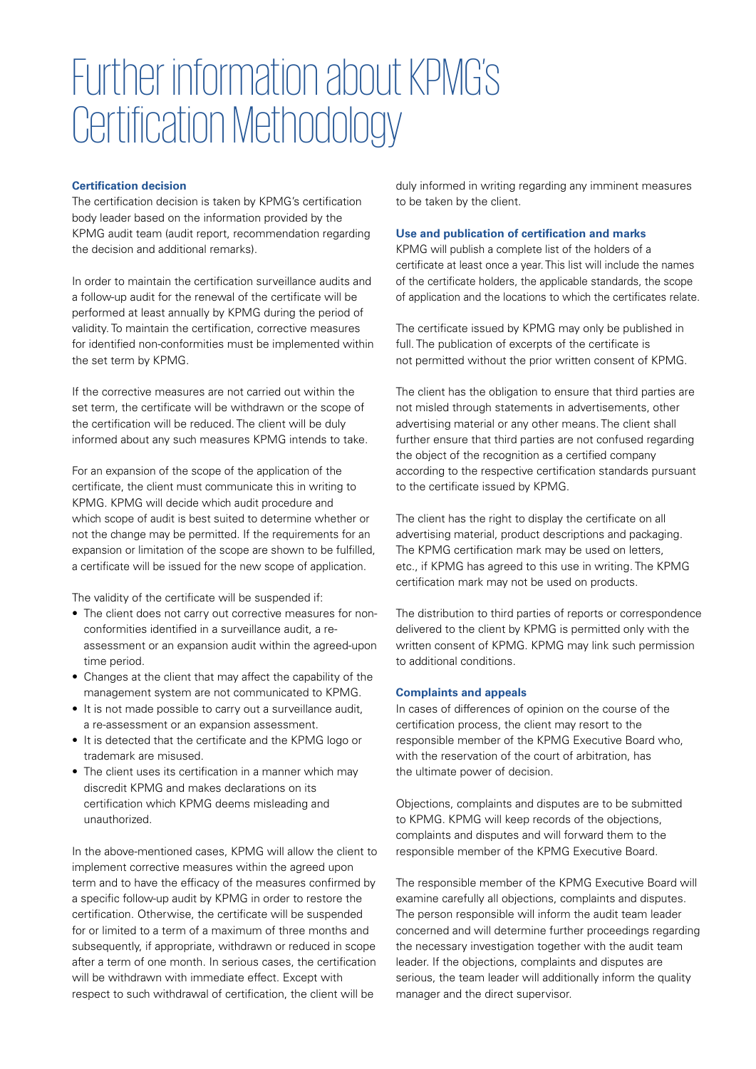# Further information about KPMG's Certification Methodology

### Certification decision

The certification decision is taken by KPMG's certification body leader based on the information provided by the KPMG audit team (audit report, recommendation regarding the decision and additional remarks).

In order to maintain the certification surveillance audits and a follow-up audit for the renewal of the certificate will be performed at least annually by KPMG during the period of validity. To maintain the certification, corrective measures for identified non-conformities must be implemented within the set term by KPMG.

If the corrective measures are not carried out within the set term, the certificate will be withdrawn or the scope of the certification will be reduced. The client will be duly informed about any such measures KPMG intends to take.

For an expansion of the scope of the application of the certificate, the client must communicate this in writing to KPMG. KPMG will decide which audit procedure and which scope of audit is best suited to determine whether or not the change may be permitted. If the requirements for an expansion or limitation of the scope are shown to be fulfilled, a certificate will be issued for the new scope of application.

The validity of the certificate will be suspended if:

- The client does not carry out corrective measures for non-conformities identified in a surveillance audit, a re-assessment or an expansion audit within the agreed-upon time period.
- Changes at the client that may affect the capability of the management system are not communicated to KPMG.
- It is not made possible to carry out a surveillance audit, a re-assessment or an expansion assessment.
- It is detected that the certificate and the KPMG logo or trademark are misused.
- The client uses its certification in a manner which may discredit KPMG and makes declarations on its certification which KPMG deems misleading and unauthorized.

In the above-mentioned cases, KPMG will allow the client to implement corrective measures within the agreed upon term and to have the efficacy of the measures confirmed by a specific follow-up audit by KPMG in order to restore the certification. Otherwise, the certificate will be suspended for or limited to a term of a maximum of three months and subsequently, if appropriate, withdrawn or reduced in scope after a term of one month. In serious cases, the certification will be withdrawn with immediate effect. Except with respect to such withdrawal of certification, the client will be duly informed in writing regarding any imminent measures to be taken by the client.

### Use and publication of certification and marks

KPMG will publish a complete list of the holders of a certificate at least once a year. This list will include the names of the certificate holders, the applicable standards, the scope of application and the locations to which the certificates relate.

The certificate issued by KPMG may only be published in full. The publication of excerpts of the certificate is not permitted without the prior written consent of KPMG.

The client has the obligation to ensure that third parties are not misled through statements in advertisements, other advertising material or any other means. The client shall further ensure that third parties are not confused regarding the object of the recognition as a certified company according to the respective certification standards pursuant to the certificate issued by KPMG.

The client has the right to display the certificate on all advertising material, product descriptions and packaging. The KPMG certification mark may be used on letters, etc., if KPMG has agreed to this use in writing. The KPMG certification mark may not be used on products.

The distribution to third parties of reports or correspondence delivered to the client by KPMG is permitted only with the written consent of KPMG. KPMG may link such permission to additional conditions.

### Complaints and appeals

In cases of differences of opinion on the course of the certification process, the client may resort to the responsible member of the KPMG Executive Board who, with the reservation of the court of arbitration, has the ultimate power of decision.

Objections, complaints and disputes are to be submitted to KPMG. KPMG will keep records of the objections, complaints and disputes and will forward them to the responsible member of the KPMG Executive Board.

The responsible member of the KPMG Executive Board will examine carefully all objections, complaints and disputes. The person responsible will inform the audit team leader concerned and will determine further proceedings regarding the necessary investigation together with the audit team leader. If the objections, complaints and disputes are serious, the team leader will additionally inform the quality manager and the direct supervisor.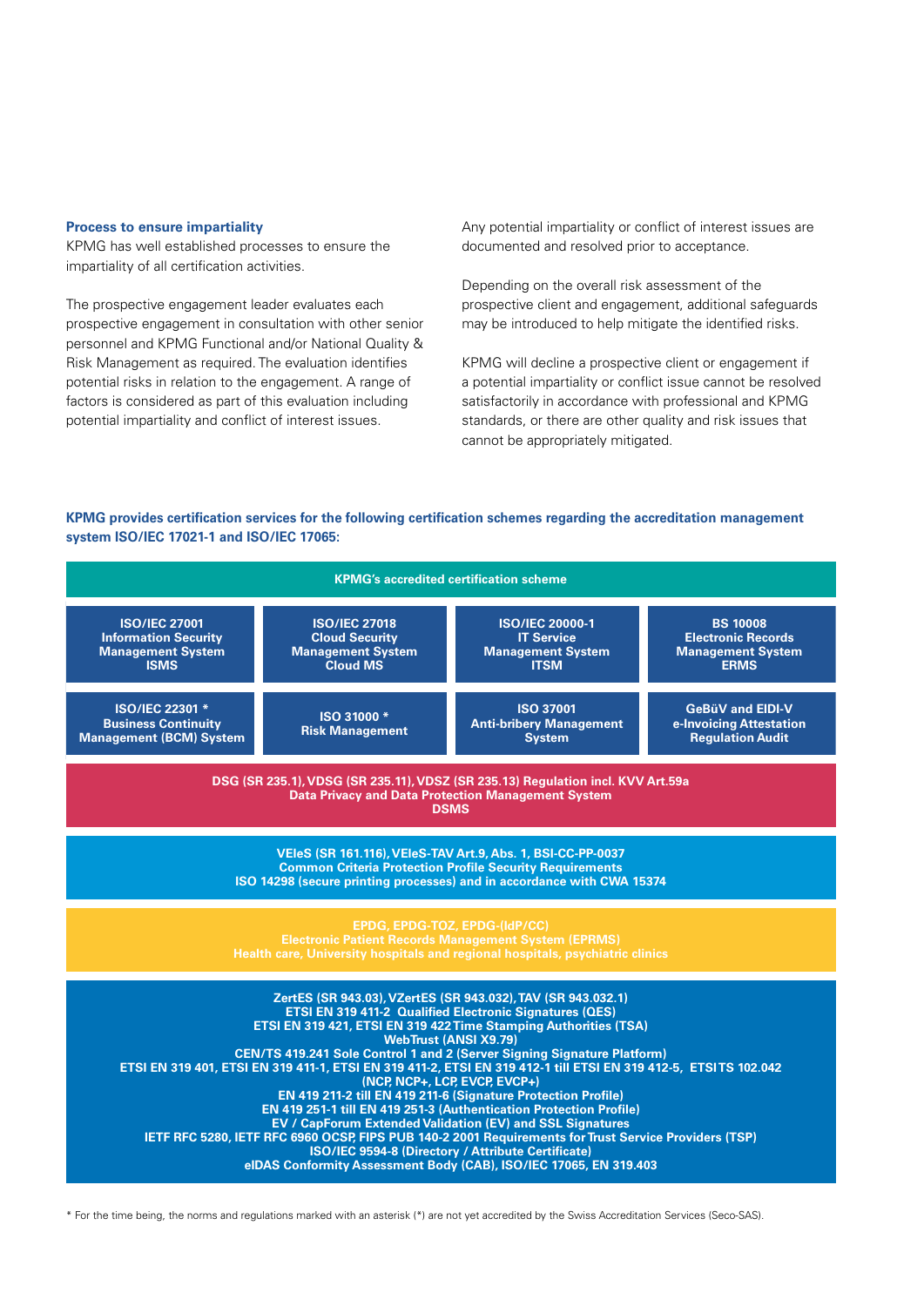### Process to ensure impartiality

KPMG has well established processes to ensure the impartiality of all certification activities.

The prospective engagement leader evaluates each prospective engagement in consultation with other senior personnel and KPMG Functional and/or National Quality & Risk Management as required. The evaluation identifies potential risks in relation to the engagement. A range of factors is considered as part of this evaluation including potential impartiality and conflict of interest issues.

Any potential impartiality or conflict of interest issues are documented and resolved prior to acceptance.

Depending on the overall risk assessment of the prospective client and engagement, additional safeguards may be introduced to help mitigate the identified risks.

KPMG will decline a prospective client or engagement if a potential impartiality or conflict issue cannot be resolved satisfactorily in accordance with professional and KPMG standards, or there are other quality and risk issues that cannot be appropriately mitigated.

**KPMG provides certification services for the following certification schemes regarding the accreditation management system ISO/IEC 17021-1 and ISO/IEC 17065:**

| KPMG's accredited certification scheme | | | |
|---|---|---|---|
| **ISO/IEC 27001**<br>**Information Security Management System**<br>**ISMS** | **ISO/IEC 27018**<br>**Cloud Security Management System**<br>**Cloud MS** | **ISO/IEC 20000-1**<br>**IT Service Management System**<br>**ITSM** | **BS 10008**<br>**Electronic Records Management System**<br>**ERMS** |
| **ISO/IEC 22301 ***<br>**Business Continuity Management (BCM) System** | **ISO 31000 ***<br>**Risk Management** | **ISO 37001**<br>**Anti-bribery Management System** | **GeBüV and ElDI-V**<br>**e-Invoicing Attestation Regulation Audit** |
| **DSG (SR 235.1), VDSG (SR 235.11), VDSZ (SR 235.13) Regulation incl. KVV Art.59a**<br>**Data Privacy and Data Protection Management System**<br>**DSMS** | | | |
| **VEleS (SR 161.116), VEleS-TAV Art.9, Abs. 1, BSI-CC-PP-0037**<br>**Common Criteria Protection Profile Security Requirements**<br>**ISO 14298 (secure printing processes) and in accordance with CWA 15374** | | | |
| **EPDG, EPDG-TOZ, EPDG-(IdP/CC)**<br>**Electronic Patient Records Management System (EPRMS)**<br>**Health care, University hospitals and regional hospitals, psychiatric clinics** | | | |
| **ZertES (SR 943.03), VZertES (SR 943.032), TAV (SR 943.032.1)**<br>**ETSI EN 319 411-2 Qualified Electronic Signatures (QES)**<br>**ETSI EN 319 421, ETSI EN 319 422 Time Stamping Authorities (TSA)**<br>**WebTrust (ANSI X9.79)**<br>**CEN/TS 419.241 Sole Control 1 and 2 (Server Signing Signature Platform)**<br>**ETSI EN 319 401, ETSI EN 319 411-1, ETSI EN 319 411-2, ETSI EN 319 412-1 till ETSI EN 319 412-5, ETSI TS 102.042 (NCP, NCP+, LCP, EVCP, EVCP+)**<br>**EN 419 211-2 till EN 419 211-6 (Signature Protection Profile)**<br>**EN 419 251-1 till EN 419 251-3 (Authentication Protection Profile)**<br>**EV / CapForum Extended Validation (EV) and SSL Signatures**<br>**IETF RFC 5280, IETF RFC 6960 OCSP, FIPS PUB 140-2 2001 Requirements for Trust Service Providers (TSP)**<br>**ISO/IEC 9594-8 (Directory / Attribute Certificate)**<br>**eIDAS Conformity Assessment Body (CAB), ISO/IEC 17065, EN 319.403** | | | |

* For the time being, the norms and regulations marked with an asterisk (*) are not yet accredited by the Swiss Accreditation Services (Seco-SAS).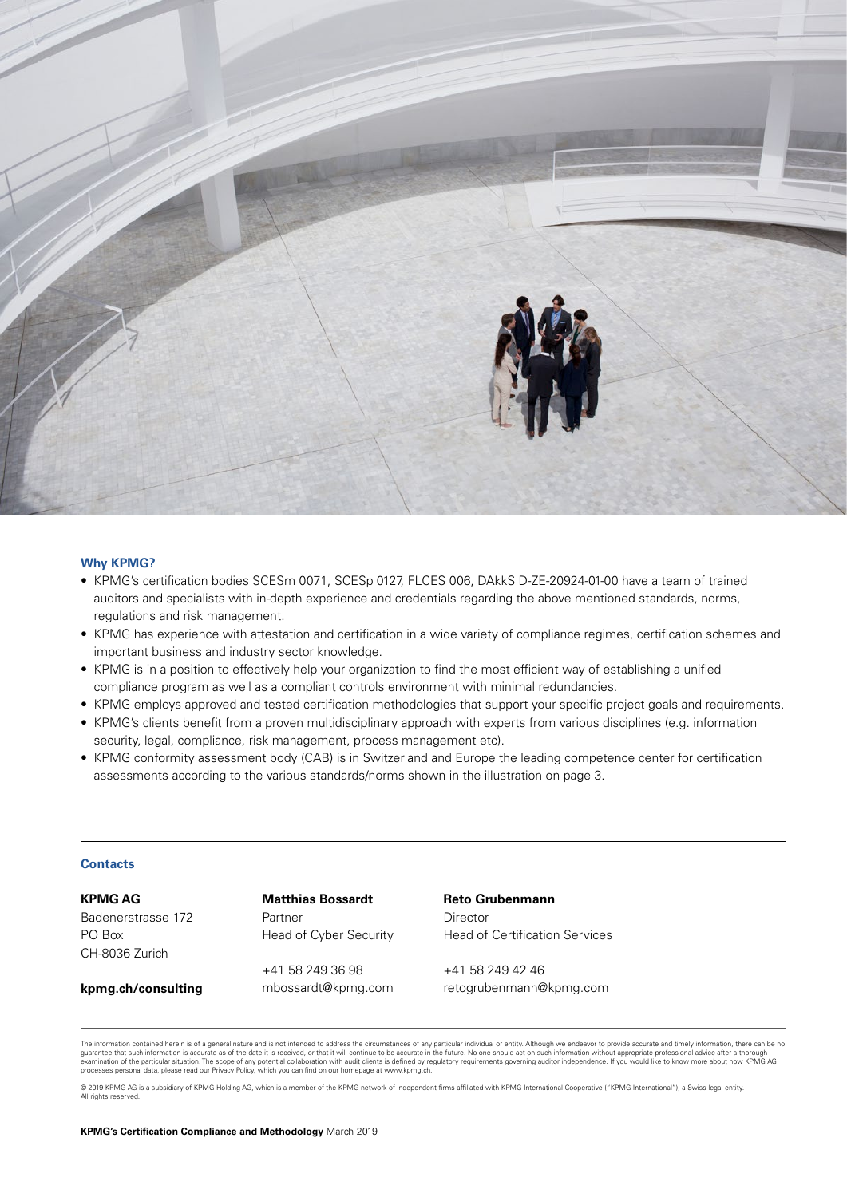## Why KPMG?

- KPMG's certification bodies SCESm 0071, SCESp 0127, FLCES 006, DAkkS D-ZE-20924-01-00 have a team of trained auditors and specialists with in-depth experience and credentials regarding the above mentioned standards, norms, regulations and risk management.
- KPMG has experience with attestation and certification in a wide variety of compliance regimes, certification schemes and important business and industry sector knowledge.
- KPMG is in a position to effectively help your organization to find the most efficient way of establishing a unified compliance program as well as a compliant controls environment with minimal redundancies.
- KPMG employs approved and tested certification methodologies that support your specific project goals and requirements.
- KPMG's clients benefit from a proven multidisciplinary approach with experts from various disciplines (e.g. information security, legal, compliance, risk management, process management etc).
- KPMG conformity assessment body (CAB) is in Switzerland and Europe the leading competence center for certification assessments according to the various standards/norms shown in the illustration on page 3.

## Contacts

**KPMG AG**
Badenerstrasse 172
PO Box
CH-8036 Zurich

**kpmg.ch/consulting**

**Matthias Bossardt**
Partner
Head of Cyber Security

+41 58 249 36 98
mbossardt@kpmg.com

**Reto Grubenmann**
Director
Head of Certification Services

+41 58 249 42 46
retogrubenmann@kpmg.com

The information contained herein is of a general nature and is not intended to address the circumstances of any particular individual or entity. Although we endeavor to provide accurate and timely information, there can be no guarantee that such information is accurate as of the date it is received, or that it will continue to be accurate in the future. No one should act on such information without appropriate professional advice after a thorough examination of the particular situation. The scope of any potential collaboration with audit clients is defined by regulatory requirements governing auditor independence. If you would like to know more about how KPMG AG processes personal data, please read our Privacy Policy, which you can find on our homepage at www.kpmg.ch.

© 2019 KPMG AG is a subsidiary of KPMG Holding AG, which is a member of the KPMG network of independent firms affiliated with KPMG International Cooperative ("KPMG International"), a Swiss legal entity. All rights reserved.

**KPMG's Certification Compliance and Methodology** March 2019